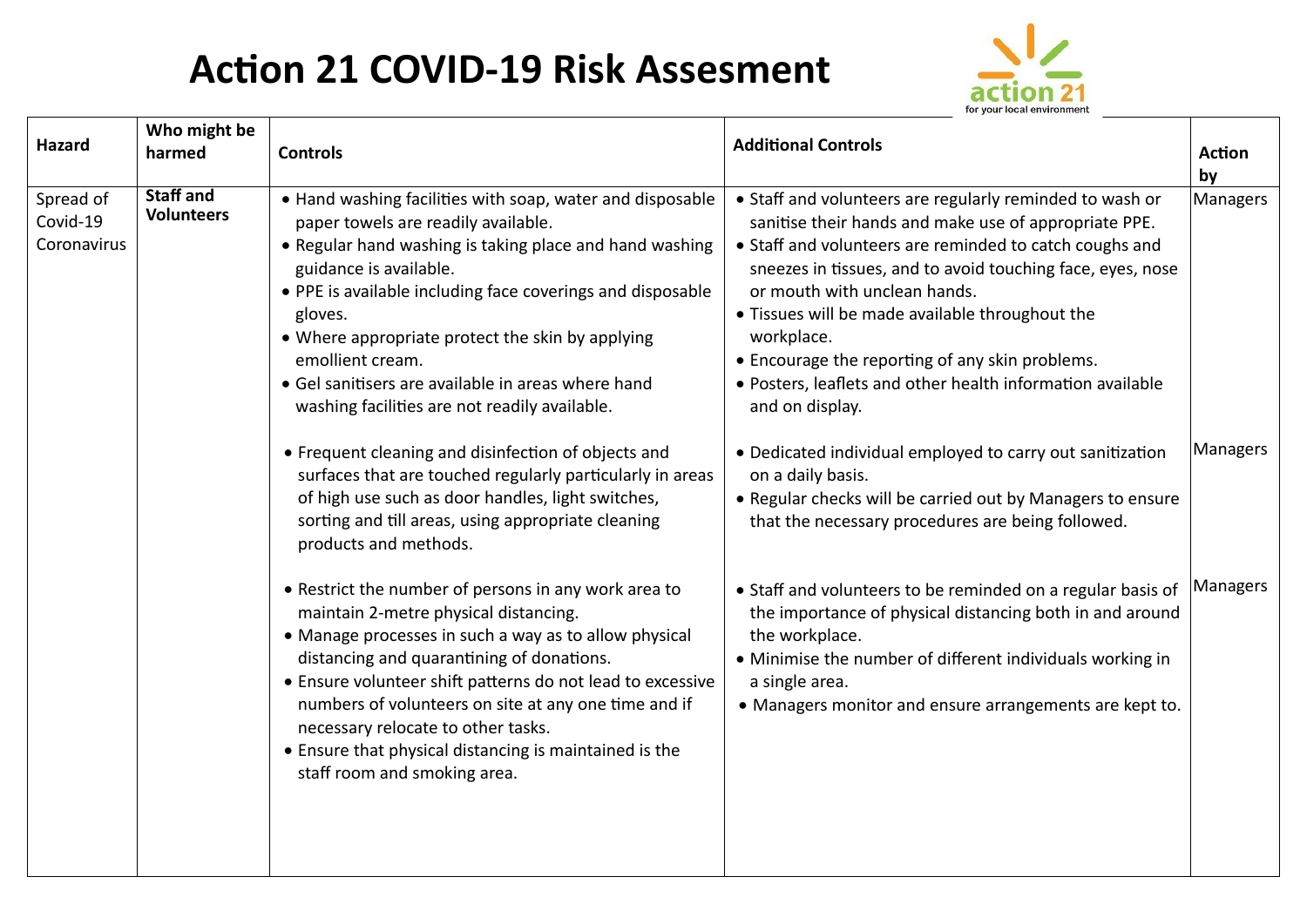# Action 21 COVID-19 Risk Assesment

action 21
for your local environment

| Hazard | Who might be harmed | Controls | Additional Controls | Action by |
|---|---|---|---|---|
| Spread of Covid-19 Coronavirus | **Staff and Volunteers** | • Hand washing facilities with soap, water and disposable paper towels are readily available.<br>• Regular hand washing is taking place and hand washing guidance is available.<br>• PPE is available including face coverings and disposable gloves.<br>• Where appropriate protect the skin by applying emollient cream.<br>• Gel sanitisers are available in areas where hand washing facilities are not readily available. | • Staff and volunteers are regularly reminded to wash or sanitise their hands and make use of appropriate PPE.<br>• Staff and volunteers are reminded to catch coughs and sneezes in tissues, and to avoid touching face, eyes, nose or mouth with unclean hands.<br>• Tissues will be made available throughout the workplace.<br>• Encourage the reporting of any skin problems.<br>• Posters, leaflets and other health information available and on display. | Managers |
| | | • Frequent cleaning and disinfection of objects and surfaces that are touched regularly particularly in areas of high use such as door handles, light switches, sorting and till areas, using appropriate cleaning products and methods. | • Dedicated individual employed to carry out sanitization on a daily basis.<br>• Regular checks will be carried out by Managers to ensure that the necessary procedures are being followed. | Managers |
| | | • Restrict the number of persons in any work area to maintain 2-metre physical distancing.<br>• Manage processes in such a way as to allow physical distancing and quarantining of donations.<br>• Ensure volunteer shift patterns do not lead to excessive numbers of volunteers on site at any one time and if necessary relocate to other tasks.<br>• Ensure that physical distancing is maintained is the staff room and smoking area. | • Staff and volunteers to be reminded on a regular basis of the importance of physical distancing both in and around the workplace.<br>• Minimise the number of different individuals working in a single area.<br>• Managers monitor and ensure arrangements are kept to. | Managers |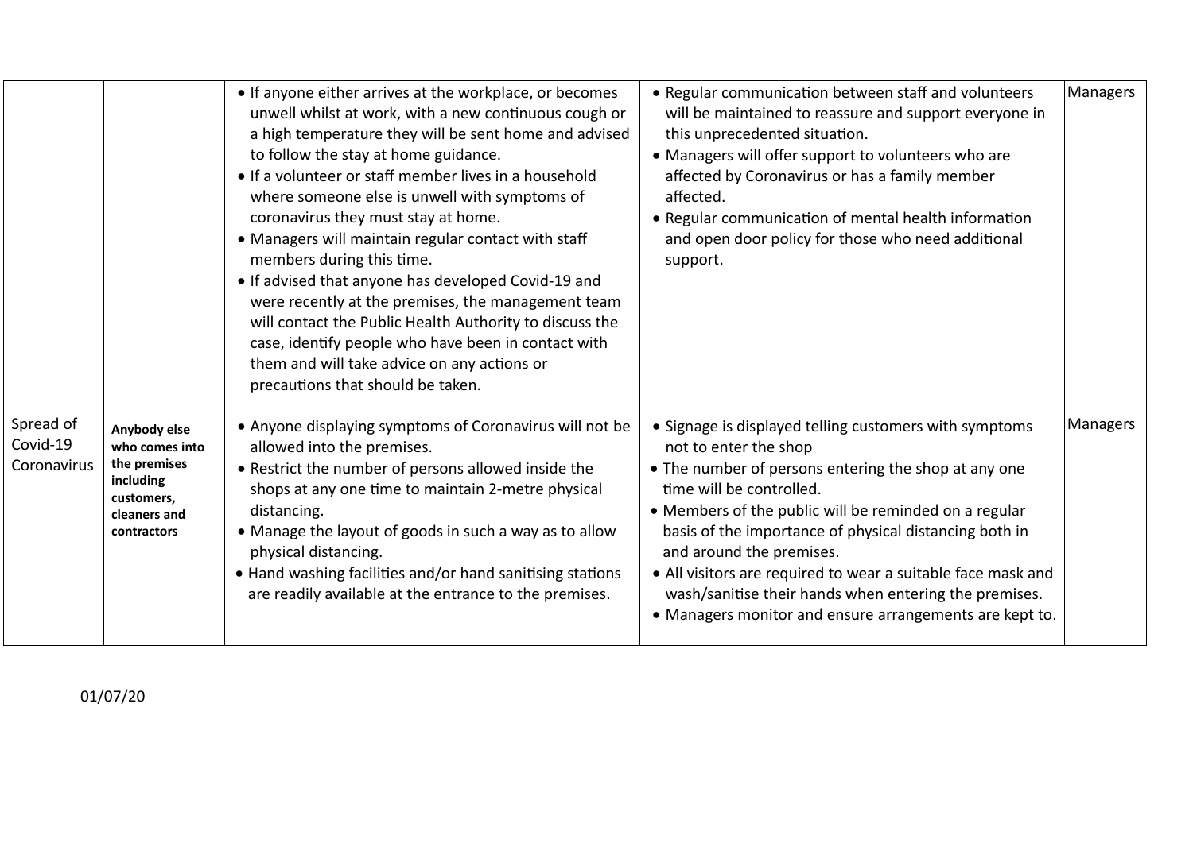| | | | | |
|---|---|---|---|---|
| | | • If anyone either arrives at the workplace, or becomes unwell whilst at work, with a new continuous cough or a high temperature they will be sent home and advised to follow the stay at home guidance.<br>• If a volunteer or staff member lives in a household where someone else is unwell with symptoms of coronavirus they must stay at home.<br>• Managers will maintain regular contact with staff members during this time.<br>• If advised that anyone has developed Covid-19 and were recently at the premises, the management team will contact the Public Health Authority to discuss the case, identify people who have been in contact with them and will take advice on any actions or precautions that should be taken. | • Regular communication between staff and volunteers will be maintained to reassure and support everyone in this unprecedented situation.<br>• Managers will offer support to volunteers who are affected by Coronavirus or has a family member affected.<br>• Regular communication of mental health information and open door policy for those who need additional support. | Managers |
| Spread of Covid-19 Coronavirus | **Anybody else who comes into the premises including customers, cleaners and contractors** | • Anyone displaying symptoms of Coronavirus will not be allowed into the premises.<br>• Restrict the number of persons allowed inside the shops at any one time to maintain 2-metre physical distancing.<br>• Manage the layout of goods in such a way as to allow physical distancing.<br>• Hand washing facilities and/or hand sanitising stations are readily available at the entrance to the premises. | • Signage is displayed telling customers with symptoms not to enter the shop<br>• The number of persons entering the shop at any one time will be controlled.<br>• Members of the public will be reminded on a regular basis of the importance of physical distancing both in and around the premises.<br>• All visitors are required to wear a suitable face mask and wash/sanitise their hands when entering the premises.<br>• Managers monitor and ensure arrangements are kept to. | Managers |

01/07/20